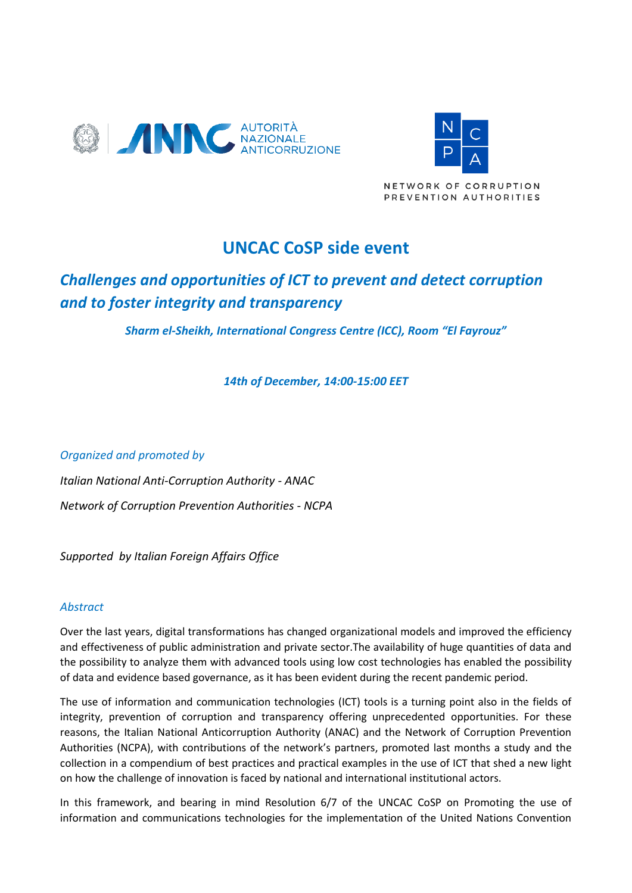AUTORITÀ NAZIONALE ANTICORRUZIONE

NETWORK OF CORRUPTION PREVENTION AUTHORITIES

# UNCAC CoSP side event

## *Challenges and opportunities of ICT to prevent and detect corruption and to foster integrity and transparency*

***Sharm el-Sheikh, International Congress Centre (ICC), Room "El Fayrouz"***

***14th of December, 14:00-15:00 EET***

*Organized and promoted by*

*Italian National Anti-Corruption Authority - ANAC*

*Network of Corruption Prevention Authorities - NCPA*

*Supported by Italian Foreign Affairs Office*

### *Abstract*

Over the last years, digital transformations has changed organizational models and improved the efficiency and effectiveness of public administration and private sector.The availability of huge quantities of data and the possibility to analyze them with advanced tools using low cost technologies has enabled the possibility of data and evidence based governance, as it has been evident during the recent pandemic period.

The use of information and communication technologies (ICT) tools is a turning point also in the fields of integrity, prevention of corruption and transparency offering unprecedented opportunities. For these reasons, the Italian National Anticorruption Authority (ANAC) and the Network of Corruption Prevention Authorities (NCPA), with contributions of the network's partners, promoted last months a study and the collection in a compendium of best practices and practical examples in the use of ICT that shed a new light on how the challenge of innovation is faced by national and international institutional actors.

In this framework, and bearing in mind Resolution 6/7 of the UNCAC CoSP on Promoting the use of information and communications technologies for the implementation of the United Nations Convention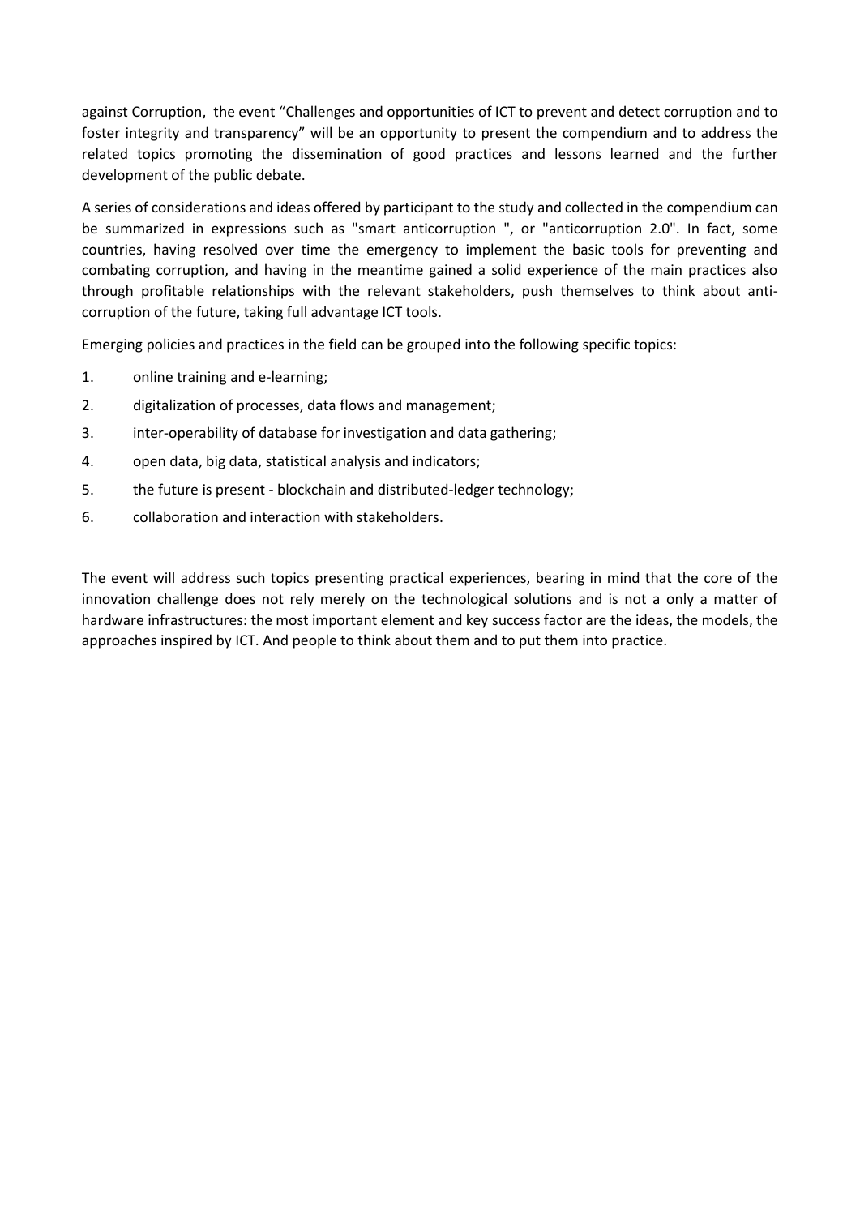against Corruption, the event “Challenges and opportunities of ICT to prevent and detect corruption and to foster integrity and transparency” will be an opportunity to present the compendium and to address the related topics promoting the dissemination of good practices and lessons learned and the further development of the public debate.

A series of considerations and ideas offered by participant to the study and collected in the compendium can be summarized in expressions such as "smart anticorruption ", or "anticorruption 2.0". In fact, some countries, having resolved over time the emergency to implement the basic tools for preventing and combating corruption, and having in the meantime gained a solid experience of the main practices also through profitable relationships with the relevant stakeholders, push themselves to think about anti-corruption of the future, taking full advantage ICT tools.

Emerging policies and practices in the field can be grouped into the following specific topics:

1. online training and e-learning;
2. digitalization of processes, data flows and management;
3. inter-operability of database for investigation and data gathering;
4. open data, big data, statistical analysis and indicators;
5. the future is present - blockchain and distributed-ledger technology;
6. collaboration and interaction with stakeholders.

The event will address such topics presenting practical experiences, bearing in mind that the core of the innovation challenge does not rely merely on the technological solutions and is not a only a matter of hardware infrastructures: the most important element and key success factor are the ideas, the models, the approaches inspired by ICT. And people to think about them and to put them into practice.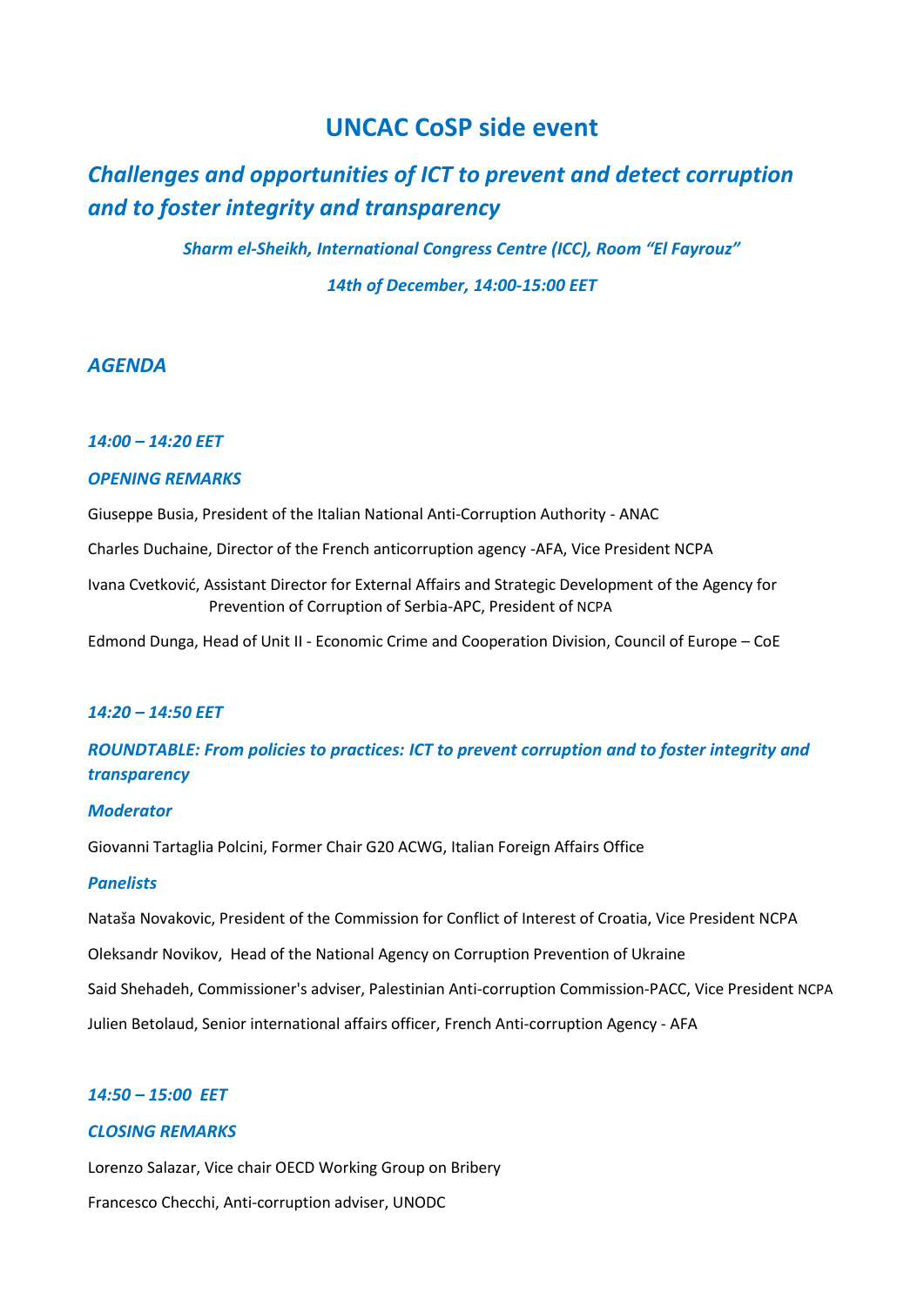# UNCAC CoSP side event

## *Challenges and opportunities of ICT to prevent and detect corruption and to foster integrity and transparency*

*Sharm el-Sheikh, International Congress Centre (ICC), Room "El Fayrouz"*

*14th of December, 14:00-15:00 EET*

### *AGENDA*

***14:00 – 14:20 EET***

***OPENING REMARKS***

Giuseppe Busia, President of the Italian National Anti-Corruption Authority - ANAC

Charles Duchaine, Director of the French anticorruption agency -AFA, Vice President NCPA

Ivana Cvetković, Assistant Director for External Affairs and Strategic Development of the Agency for Prevention of Corruption of Serbia-APC, President of NCPA

Edmond Dunga, Head of Unit II - Economic Crime and Cooperation Division, Council of Europe – CoE

***14:20 – 14:50 EET***

***ROUNDTABLE: From policies to practices: ICT to prevent corruption and to foster integrity and transparency***

***Moderator***

Giovanni Tartaglia Polcini, Former Chair G20 ACWG, Italian Foreign Affairs Office

***Panelists***

Nataša Novakovic, President of the Commission for Conflict of Interest of Croatia, Vice President NCPA

Oleksandr Novikov, Head of the National Agency on Corruption Prevention of Ukraine

Said Shehadeh, Commissioner's adviser, Palestinian Anti-corruption Commission-PACC, Vice President NCPA

Julien Betolaud, Senior international affairs officer, French Anti-corruption Agency - AFA

***14:50 – 15:00 EET***

***CLOSING REMARKS***

Lorenzo Salazar, Vice chair OECD Working Group on Bribery

Francesco Checchi, Anti-corruption adviser, UNODC